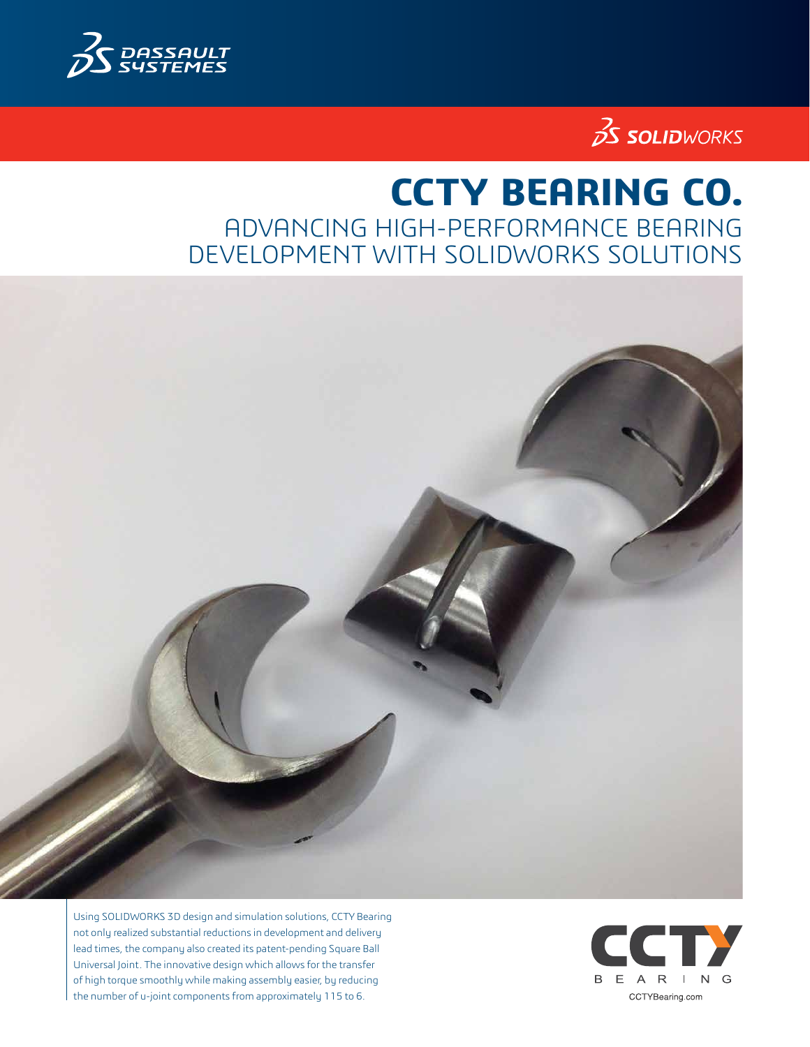# CCTY BEARING CO.

## ADVANCING HIGH-PERFORMANCE BEARING DEVELOPMENT WITH SOLIDWORKS SOLUTIONS

Using SOLIDWORKS 3D design and simulation solutions, CCTY Bearing not only realized substantial reductions in development and delivery lead times, the company also created its patent-pending Square Ball Universal Joint. The innovative design which allows for the transfer of high torque smoothly while making assembly easier, by reducing the number of u-joint components from approximately 115 to 6.

CCTYBearing.com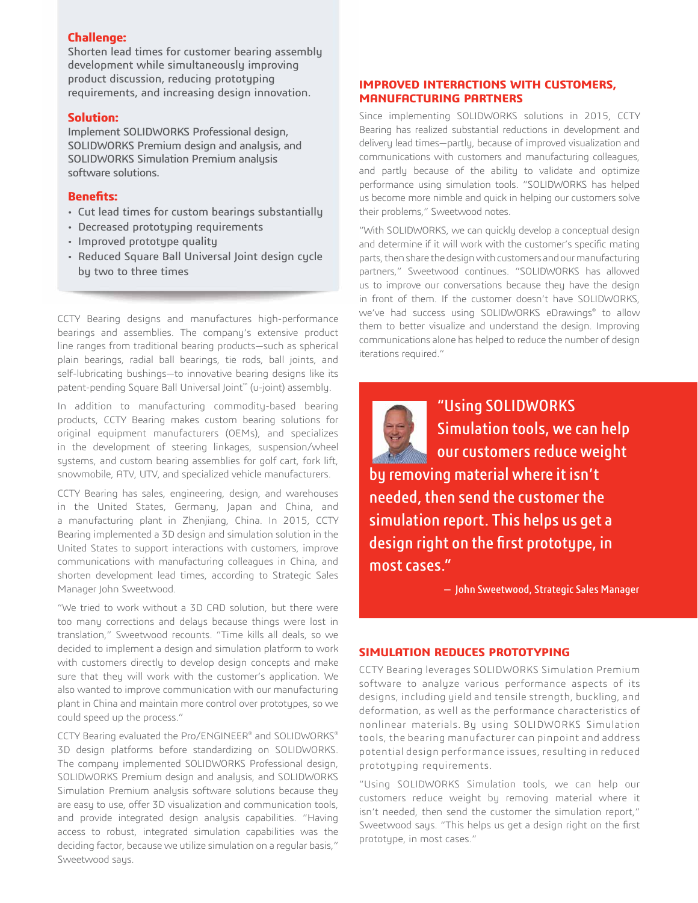**Challenge:**
Shorten lead times for customer bearing assembly development while simultaneously improving product discussion, reducing prototyping requirements, and increasing design innovation.

**Solution:**
Implement SOLIDWORKS Professional design, SOLIDWORKS Premium design and analysis, and SOLIDWORKS Simulation Premium analysis software solutions.

**Benefits:**
- Cut lead times for custom bearings substantially
- Decreased prototyping requirements
- Improved prototype quality
- Reduced Square Ball Universal Joint design cycle by two to three times

CCTY Bearing designs and manufactures high-performance bearings and assemblies. The company's extensive product line ranges from traditional bearing products—such as spherical plain bearings, radial ball bearings, tie rods, ball joints, and self-lubricating bushings—to innovative bearing designs like its patent-pending Square Ball Universal Joint™ (u-joint) assembly.

In addition to manufacturing commodity-based bearing products, CCTY Bearing makes custom bearing solutions for original equipment manufacturers (OEMs), and specializes in the development of steering linkages, suspension/wheel systems, and custom bearing assemblies for golf cart, fork lift, snowmobile, ATV, UTV, and specialized vehicle manufacturers.

CCTY Bearing has sales, engineering, design, and warehouses in the United States, Germany, Japan and China, and a manufacturing plant in Zhenjiang, China. In 2015, CCTY Bearing implemented a 3D design and simulation solution in the United States to support interactions with customers, improve communications with manufacturing colleagues in China, and shorten development lead times, according to Strategic Sales Manager John Sweetwood.

"We tried to work without a 3D CAD solution, but there were too many corrections and delays because things were lost in translation," Sweetwood recounts. "Time kills all deals, so we decided to implement a design and simulation platform to work with customers directly to develop design concepts and make sure that they will work with the customer's application. We also wanted to improve communication with our manufacturing plant in China and maintain more control over prototypes, so we could speed up the process."

CCTY Bearing evaluated the Pro/ENGINEER® and SOLIDWORKS® 3D design platforms before standardizing on SOLIDWORKS. The company implemented SOLIDWORKS Professional design, SOLIDWORKS Premium design and analysis, and SOLIDWORKS Simulation Premium analysis software solutions because they are easy to use, offer 3D visualization and communication tools, and provide integrated design analysis capabilities. "Having access to robust, integrated simulation capabilities was the deciding factor, because we utilize simulation on a regular basis," Sweetwood says.

## IMPROVED INTERACTIONS WITH CUSTOMERS, MANUFACTURING PARTNERS

Since implementing SOLIDWORKS solutions in 2015, CCTY Bearing has realized substantial reductions in development and delivery lead times—partly, because of improved visualization and communications with customers and manufacturing colleagues, and partly because of the ability to validate and optimize performance using simulation tools. "SOLIDWORKS has helped us become more nimble and quick in helping our customers solve their problems," Sweetwood notes.

"With SOLIDWORKS, we can quickly develop a conceptual design and determine if it will work with the customer's specific mating parts, then share the design with customers and our manufacturing partners," Sweetwood continues. "SOLIDWORKS has allowed us to improve our conversations because they have the design in front of them. If the customer doesn't have SOLIDWORKS, we've had success using SOLIDWORKS eDrawings® to allow them to better visualize and understand the design. Improving communications alone has helped to reduce the number of design iterations required."

> "Using SOLIDWORKS Simulation tools, we can help our customers reduce weight by removing material where it isn't needed, then send the customer the simulation report. This helps us get a design right on the first prototype, in most cases."
>
> — John Sweetwood, Strategic Sales Manager

## SIMULATION REDUCES PROTOTYPING

CCTY Bearing leverages SOLIDWORKS Simulation Premium software to analyze various performance aspects of its designs, including yield and tensile strength, buckling, and deformation, as well as the performance characteristics of nonlinear materials. By using SOLIDWORKS Simulation tools, the bearing manufacturer can pinpoint and address potential design performance issues, resulting in reduced prototyping requirements.

"Using SOLIDWORKS Simulation tools, we can help our customers reduce weight by removing material where it isn't needed, then send the customer the simulation report," Sweetwood says. "This helps us get a design right on the first prototype, in most cases."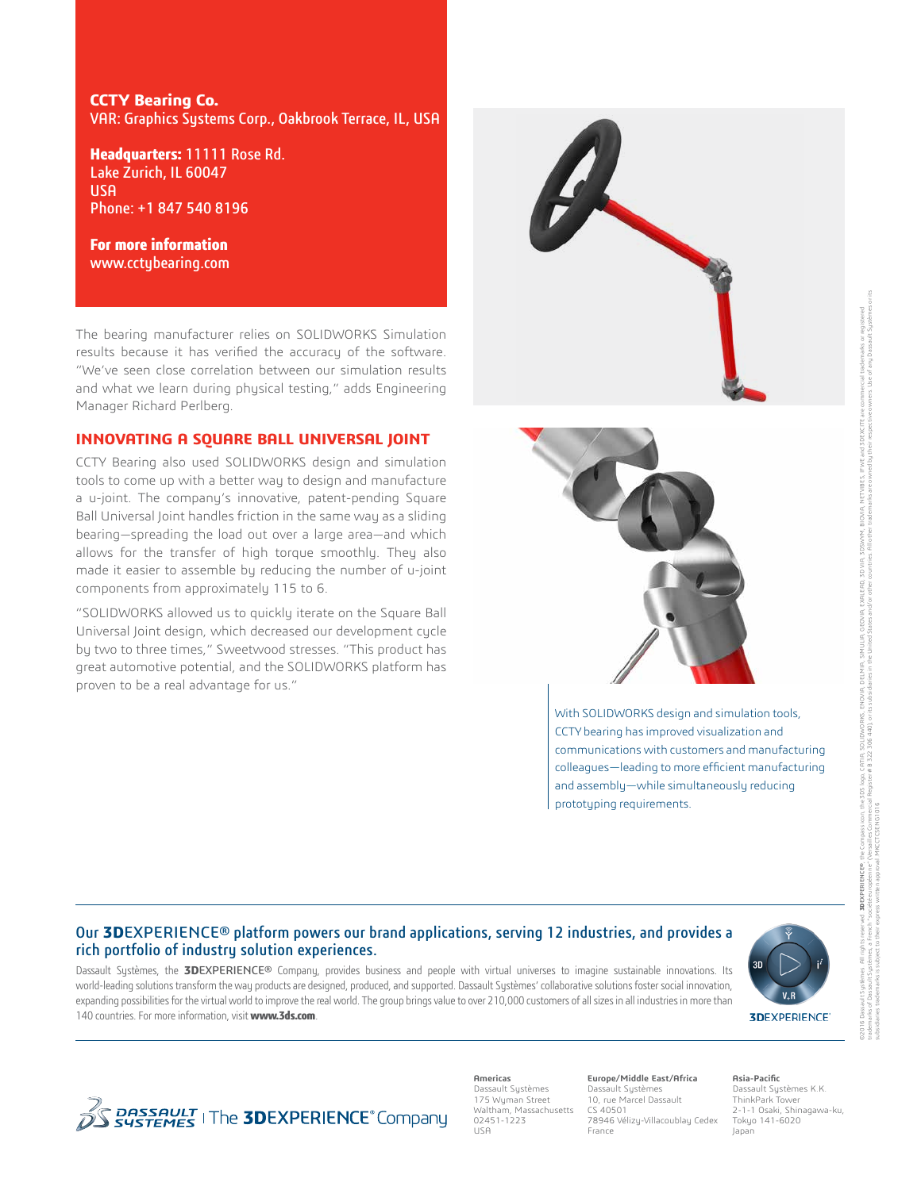**CCTY Bearing Co.**
VAR: Graphics Systems Corp., Oakbrook Terrace, IL, USA

**Headquarters:** 11111 Rose Rd.
Lake Zurich, IL 60047
USA
Phone: +1 847 540 8196

**For more information**
www.cctybearing.com

The bearing manufacturer relies on SOLIDWORKS Simulation results because it has verified the accuracy of the software. "We've seen close correlation between our simulation results and what we learn during physical testing," adds Engineering Manager Richard Perlberg.

## INNOVATING A SQUARE BALL UNIVERSAL JOINT

CCTY Bearing also used SOLIDWORKS design and simulation tools to come up with a better way to design and manufacture a u-joint. The company's innovative, patent-pending Square Ball Universal Joint handles friction in the same way as a sliding bearing—spreading the load out over a large area—and which allows for the transfer of high torque smoothly. They also made it easier to assemble by reducing the number of u-joint components from approximately 115 to 6.

"SOLIDWORKS allowed us to quickly iterate on the Square Ball Universal Joint design, which decreased our development cycle by two to three times," Sweetwood stresses. "This product has great automotive potential, and the SOLIDWORKS platform has proven to be a real advantage for us."

With SOLIDWORKS design and simulation tools, CCTY bearing has improved visualization and communications with customers and manufacturing colleagues—leading to more efficient manufacturing and assembly—while simultaneously reducing prototyping requirements.

## Our 3DEXPERIENCE® platform powers our brand applications, serving 12 industries, and provides a rich portfolio of industry solution experiences.

Dassault Systèmes, the **3D**EXPERIENCE® Company, provides business and people with virtual universes to imagine sustainable innovations. Its world-leading solutions transform the way products are designed, produced, and supported. Dassault Systèmes' collaborative solutions foster social innovation, expanding possibilities for the virtual world to improve the real world. The group brings value to over 210,000 customers of all sizes in all industries in more than 140 countries. For more information, visit **www.3ds.com**.

3DEXPERIENCE

DASSAULT SYSTEMES | The 3DEXPERIENCE® Company

**Americas**
Dassault Systèmes
175 Wyman Street
Waltham, Massachusetts
02451-1223
USA

**Europe/Middle East/Africa**
Dassault Systèmes
10, rue Marcel Dassault
CS 40501
78946 Vélizy-Villacoublay Cedex
France

**Asia-Pacific**
Dassault Systèmes K.K.
ThinkPark Tower
2-1-1 Osaki, Shinagawa-ku,
Tokyo 141-6020
Japan